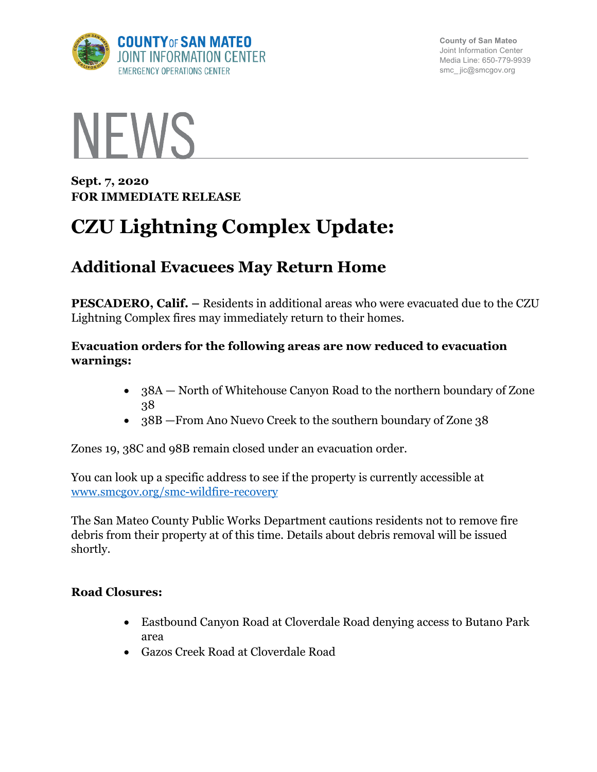COUNTY OF SAN MATEO
JOINT INFORMATION CENTER
EMERGENCY OPERATIONS CENTER

County of San Mateo
Joint Information Center
Media Line: 650-779-9939
smc_ jic@smcgov.org

# NEWS

**Sept. 7, 2020**
**FOR IMMEDIATE RELEASE**

# CZU Lightning Complex Update:

## Additional Evacuees May Return Home

**PESCADERO, Calif. –** Residents in additional areas who were evacuated due to the CZU Lightning Complex fires may immediately return to their homes.

**Evacuation orders for the following areas are now reduced to evacuation warnings:**

- 38A — North of Whitehouse Canyon Road to the northern boundary of Zone 38
- 38B —From Ano Nuevo Creek to the southern boundary of Zone 38

Zones 19, 38C and 98B remain closed under an evacuation order.

You can look up a specific address to see if the property is currently accessible at www.smcgov.org/smc-wildfire-recovery

The San Mateo County Public Works Department cautions residents not to remove fire debris from their property at of this time. Details about debris removal will be issued shortly.

**Road Closures:**

- Eastbound Canyon Road at Cloverdale Road denying access to Butano Park area
- Gazos Creek Road at Cloverdale Road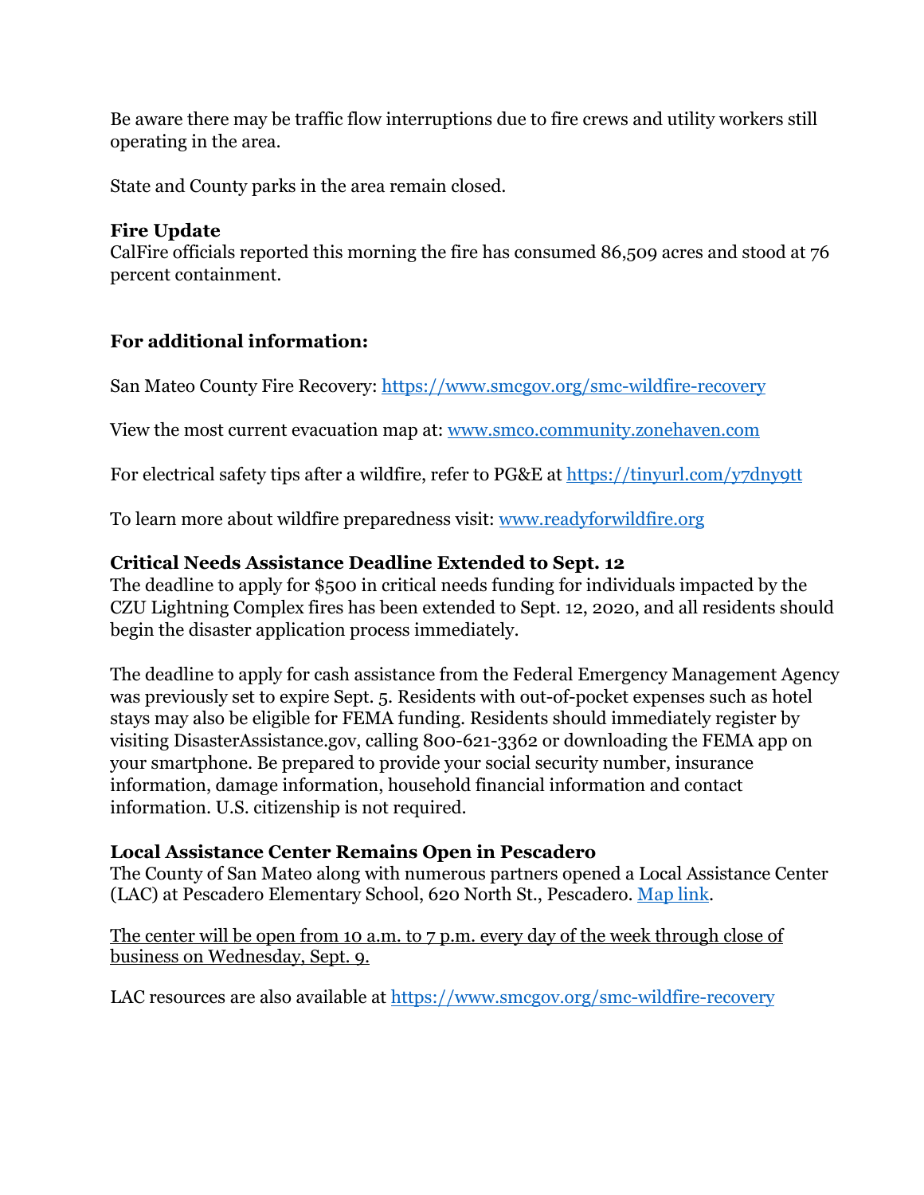Be aware there may be traffic flow interruptions due to fire crews and utility workers still operating in the area.

State and County parks in the area remain closed.

**Fire Update**
CalFire officials reported this morning the fire has consumed 86,509 acres and stood at 76 percent containment.

**For additional information:**

San Mateo County Fire Recovery: [https://www.smcgov.org/smc-wildfire-recovery](https://www.smcgov.org/smc-wildfire-recovery)

View the most current evacuation map at: [www.smco.community.zonehaven.com](www.smco.community.zonehaven.com)

For electrical safety tips after a wildfire, refer to PG&E at [https://tinyurl.com/y7dny9tt](https://tinyurl.com/y7dny9tt)

To learn more about wildfire preparedness visit: [www.readyforwildfire.org](www.readyforwildfire.org)

**Critical Needs Assistance Deadline Extended to Sept. 12**
The deadline to apply for $500 in critical needs funding for individuals impacted by the CZU Lightning Complex fires has been extended to Sept. 12, 2020, and all residents should begin the disaster application process immediately.

The deadline to apply for cash assistance from the Federal Emergency Management Agency was previously set to expire Sept. 5. Residents with out-of-pocket expenses such as hotel stays may also be eligible for FEMA funding. Residents should immediately register by visiting DisasterAssistance.gov, calling 800-621-3362 or downloading the FEMA app on your smartphone. Be prepared to provide your social security number, insurance information, damage information, household financial information and contact information. U.S. citizenship is not required.

**Local Assistance Center Remains Open in Pescadero**
The County of San Mateo along with numerous partners opened a Local Assistance Center (LAC) at Pescadero Elementary School, 620 North St., Pescadero. Map link.

<u>The center will be open from 10 a.m. to 7 p.m. every day of the week through close of business on Wednesday, Sept. 9.</u>

LAC resources are also available at [https://www.smcgov.org/smc-wildfire-recovery](https://www.smcgov.org/smc-wildfire-recovery)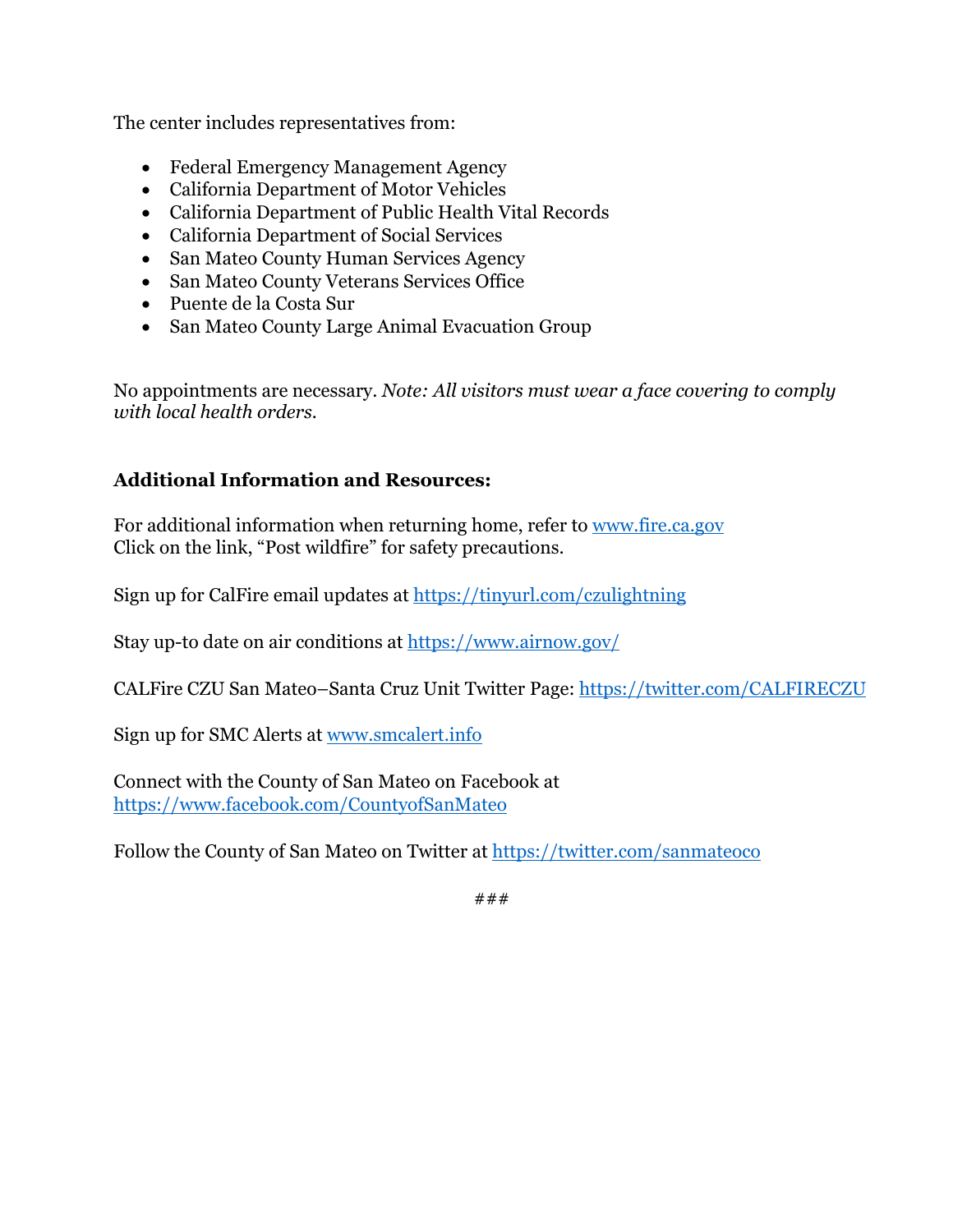The center includes representatives from:

- Federal Emergency Management Agency
- California Department of Motor Vehicles
- California Department of Public Health Vital Records
- California Department of Social Services
- San Mateo County Human Services Agency
- San Mateo County Veterans Services Office
- Puente de la Costa Sur
- San Mateo County Large Animal Evacuation Group

No appointments are necessary. *Note: All visitors must wear a face covering to comply with local health orders.*

**Additional Information and Resources:**

For additional information when returning home, refer to [www.fire.ca.gov](http://www.fire.ca.gov)
Click on the link, "Post wildfire" for safety precautions.

Sign up for CalFire email updates at [https://tinyurl.com/czulightning](https://tinyurl.com/czulightning)

Stay up-to date on air conditions at [https://www.airnow.gov/](https://www.airnow.gov/)

CALFire CZU San Mateo–Santa Cruz Unit Twitter Page: [https://twitter.com/CALFIRECZU](https://twitter.com/CALFIRECZU)

Sign up for SMC Alerts at [www.smcalert.info](http://www.smcalert.info)

Connect with the County of San Mateo on Facebook at
[https://www.facebook.com/CountyofSanMateo](https://www.facebook.com/CountyofSanMateo)

Follow the County of San Mateo on Twitter at [https://twitter.com/sanmateoco](https://twitter.com/sanmateoco)

###